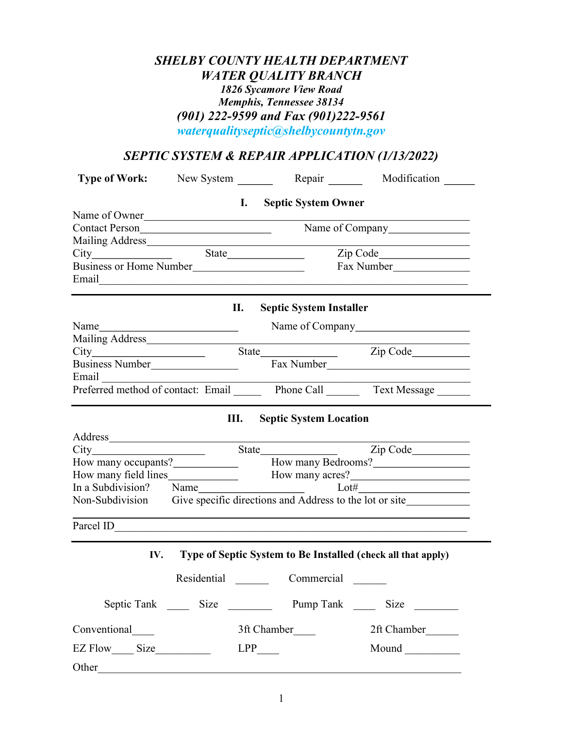# *SHELBY COUNTY HEALTH DEPARTMENT*
## *WATER QUALITY BRANCH*

***1826 Sycamore View Road***
***Memphis, Tennessee 38134***
***(901) 222-9599 and Fax (901)222-9561***
***waterqualityseptic@shelbycountytn.gov***

## *SEPTIC SYSTEM & REPAIR APPLICATION (1/13/2022)*

**Type of Work:** New System ______ Repair ______ Modification ______

### I. Septic System Owner

Name of Owner_______________________________________________

Contact Person_______________________ Name of Company_______________

Mailing Address_______________________________________________

City_____________ State_____________ Zip Code_______________

Business or Home Number___________________ Fax Number_____________

Email_______________________________________________

---

### II. Septic System Installer

Name________________________ Name of Company____________________

Mailing Address_______________________________________________

City___________________ State_____________ Zip Code__________

Business Number_______________ Fax Number_________________________

Email _______________________________________________

Preferred method of contact: Email _____ Phone Call ______ Text Message ______

---

### III. Septic System Location

Address_______________________________________________

City____________________ State_____________ Zip Code__________

How many occupants?____________ How many Bedrooms?_________________

How many field lines____________ How many acres?____________________

In a Subdivision? Name__________________ Lot#____________________

Non-Subdivision Give specific directions and Address to the lot or site___________

_______________________________________________

Parcel ID_______________________________________________

---

### IV. Type of Septic System to Be Installed (check all that apply)

Residential ______ Commercial ______

Septic Tank ____ Size ________ Pump Tank ____ Size ________

Conventional____ 3ft Chamber____ 2ft Chamber______

EZ Flow____ Size__________ LPP____ Mound __________

Other_______________________________________________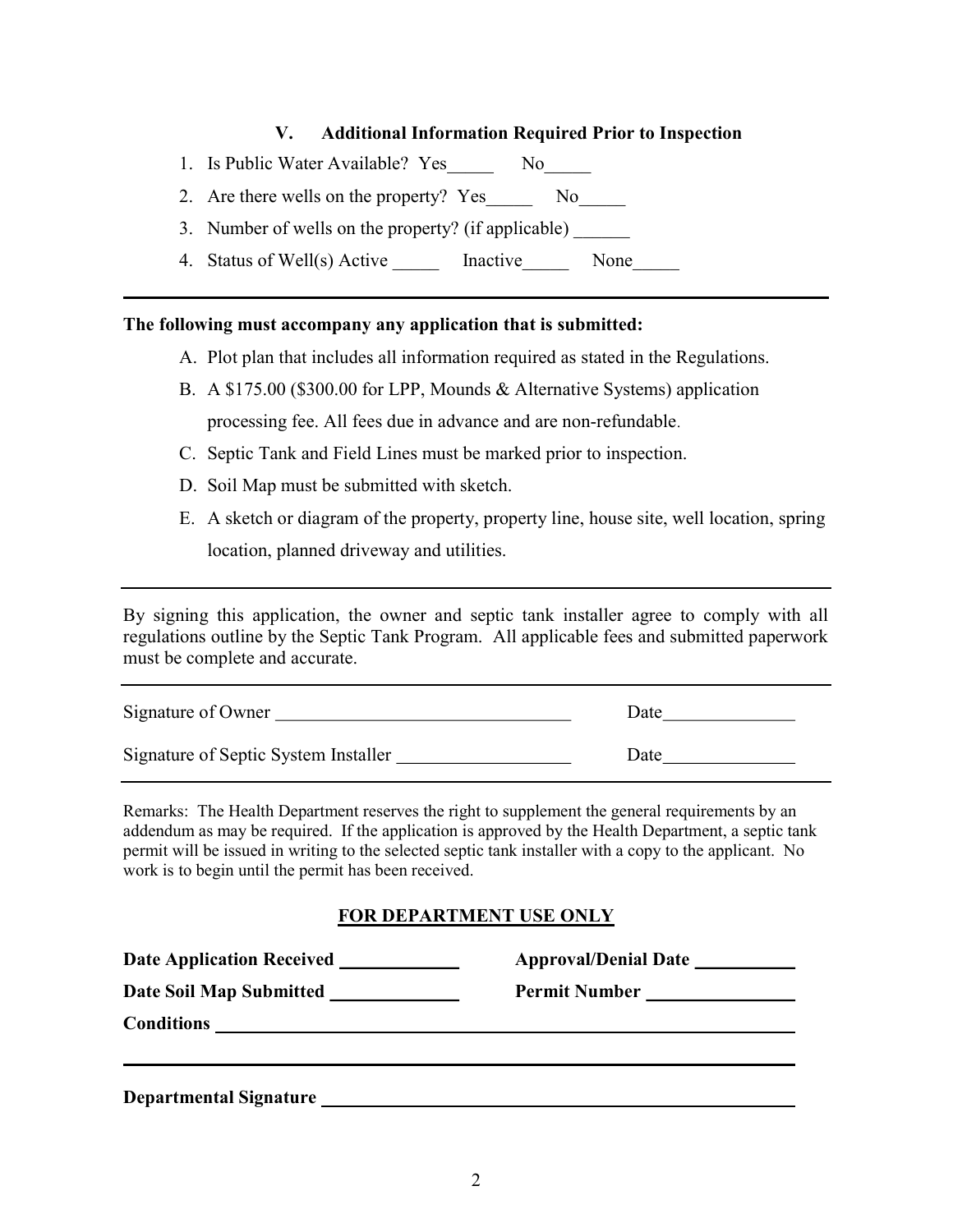### V. Additional Information Required Prior to Inspection

1. Is Public Water Available? Yes_____ No_____
2. Are there wells on the property? Yes_____ No_____
3. Number of wells on the property? (if applicable) ______
4. Status of Well(s) Active _____ Inactive_____ None_____

---

**The following must accompany any application that is submitted:**

A. Plot plan that includes all information required as stated in the Regulations.
B. A $175.00 ($300.00 for LPP, Mounds & Alternative Systems) application processing fee. All fees due in advance and are non-refundable.
C. Septic Tank and Field Lines must be marked prior to inspection.
D. Soil Map must be submitted with sketch.
E. A sketch or diagram of the property, property line, house site, well location, spring location, planned driveway and utilities.

---

By signing this application, the owner and septic tank installer agree to comply with all regulations outline by the Septic Tank Program. All applicable fees and submitted paperwork must be complete and accurate.

---

Signature of Owner ________________________________ Date______________

Signature of Septic System Installer __________________ Date______________

---

Remarks: The Health Department reserves the right to supplement the general requirements by an addendum as may be required. If the application is approved by the Health Department, a septic tank permit will be issued in writing to the selected septic tank installer with a copy to the applicant. No work is to begin until the permit has been received.

## FOR DEPARTMENT USE ONLY

**Date Application Received** _____________ **Approval/Denial Date** ___________

**Date Soil Map Submitted** ______________ **Permit Number** ________________

**Conditions** ______________________________________________________________

____________________________________________________________________________

**Departmental Signature** ____________________________________________________